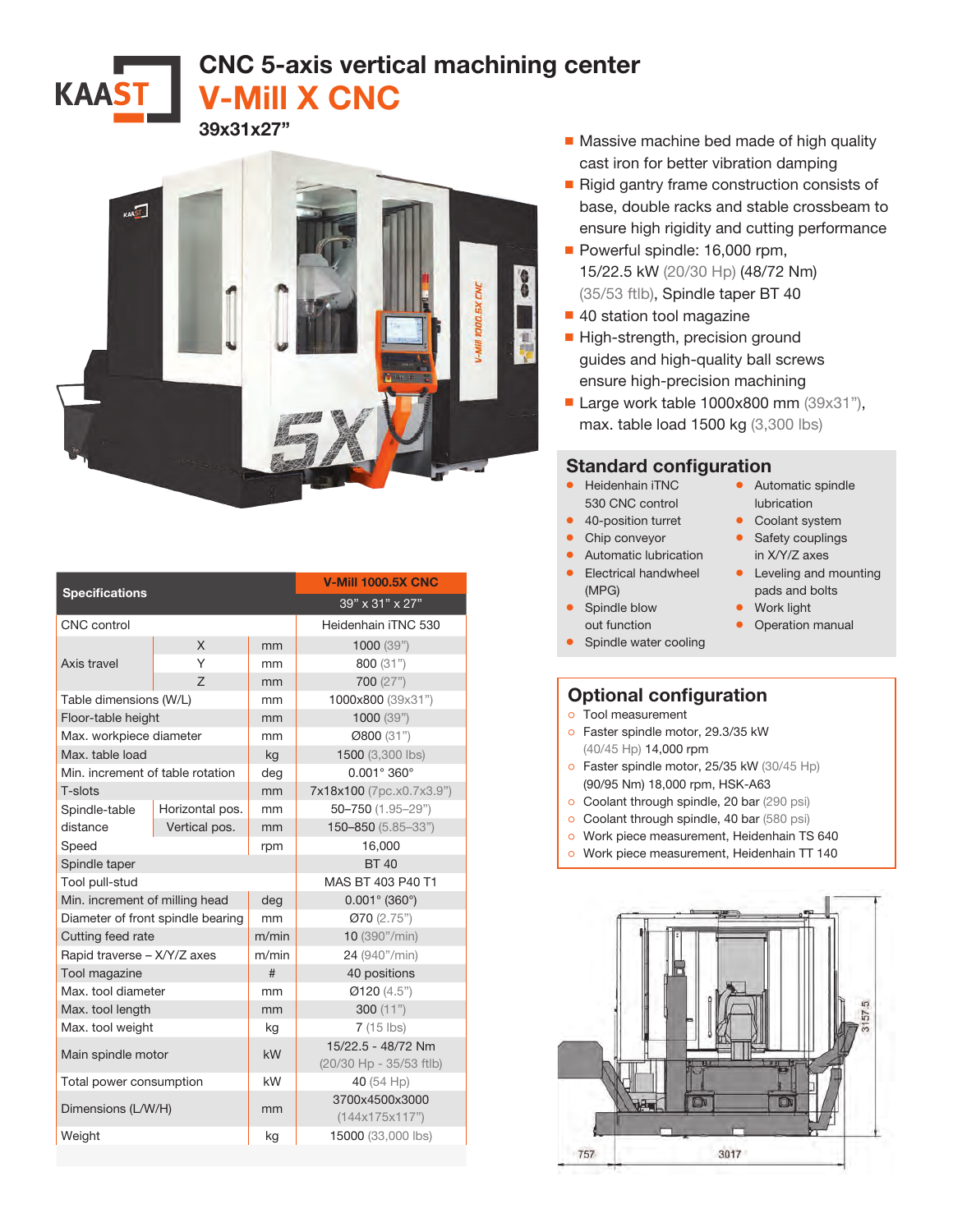# CNC 5-axis vertical machining center

## V-Mill X CNC

**39x31x27"**

- Massive machine bed made of high quality cast iron for better vibration damping
- Rigid gantry frame construction consists of base, double racks and stable crossbeam to ensure high rigidity and cutting performance
- Powerful spindle: 16,000 rpm, 15/22.5 kW (20/30 Hp) (48/72 Nm) (35/53 ftlb), Spindle taper BT 40
- 40 station tool magazine
- High-strength, precision ground guides and high-quality ball screws ensure high-precision machining
- Large work table 1000x800 mm (39x31"), max. table load 1500 kg (3,300 lbs)

## Standard configuration

- Heidenhain iTNC 530 CNC control
- 40-position turret
- Chip conveyor
- Automatic lubrication
- Electrical handwheel (MPG)
- Spindle blow out function
- Spindle water cooling
- Automatic spindle lubrication
- Coolant system
- Safety couplings in X/Y/Z axes
- Leveling and mounting pads and bolts
- Work light
- Operation manual

## Optional configuration

- Tool measurement
- Faster spindle motor, 29.3/35 kW (40/45 Hp) 14,000 rpm
- Faster spindle motor, 25/35 kW (30/45 Hp) (90/95 Nm) 18,000 rpm, HSK-A63
- Coolant through spindle, 20 bar (290 psi)
- Coolant through spindle, 40 bar (580 psi)
- Work piece measurement, Heidenhain TS 640
- Work piece measurement, Heidenhain TT 140

| Specifications | | | V-Mill 1000.5X CNC |
|---|---|---|---|
| | | | 39" x 31" x 27" |
| CNC control | | | Heidenhain iTNC 530 |
| Axis travel | X | mm | 1000 (39") |
| | Y | mm | 800 (31") |
| | Z | mm | 700 (27") |
| Table dimensions (W/L) | | mm | 1000x800 (39x31") |
| Floor-table height | | mm | 1000 (39") |
| Max. workpiece diameter | | mm | Ø800 (31") |
| Max. table load | | kg | 1500 (3,300 lbs) |
| Min. increment of table rotation | | deg | 0.001° 360° |
| T-slots | | mm | 7x18x100 (7pc.x0.7x3.9") |
| Spindle-table distance | Horizontal pos. | mm | 50–750 (1.95–29") |
| | Vertical pos. | mm | 150–850 (5.85–33") |
| Speed | | rpm | 16,000 |
| Spindle taper | | | BT 40 |
| Tool pull-stud | | | MAS BT 403 P40 T1 |
| Min. increment of milling head | | deg | 0.001° (360°) |
| Diameter of front spindle bearing | | mm | Ø70 (2.75") |
| Cutting feed rate | | m/min | 10 (390"/min) |
| Rapid traverse – X/Y/Z axes | | m/min | 24 (940"/min) |
| Tool magazine | | # | 40 positions |
| Max. tool diameter | | mm | Ø120 (4.5") |
| Max. tool length | | mm | 300 (11") |
| Max. tool weight | | kg | 7 (15 lbs) |
| Main spindle motor | | kW | 15/22.5 - 48/72 Nm (20/30 Hp - 35/53 ftlb) |
| Total power consumption | | kW | 40 (54 Hp) |
| Dimensions (L/W/H) | | mm | 3700x4500x3000 (144x175x117") |
| Weight | | kg | 15000 (33,000 lbs) |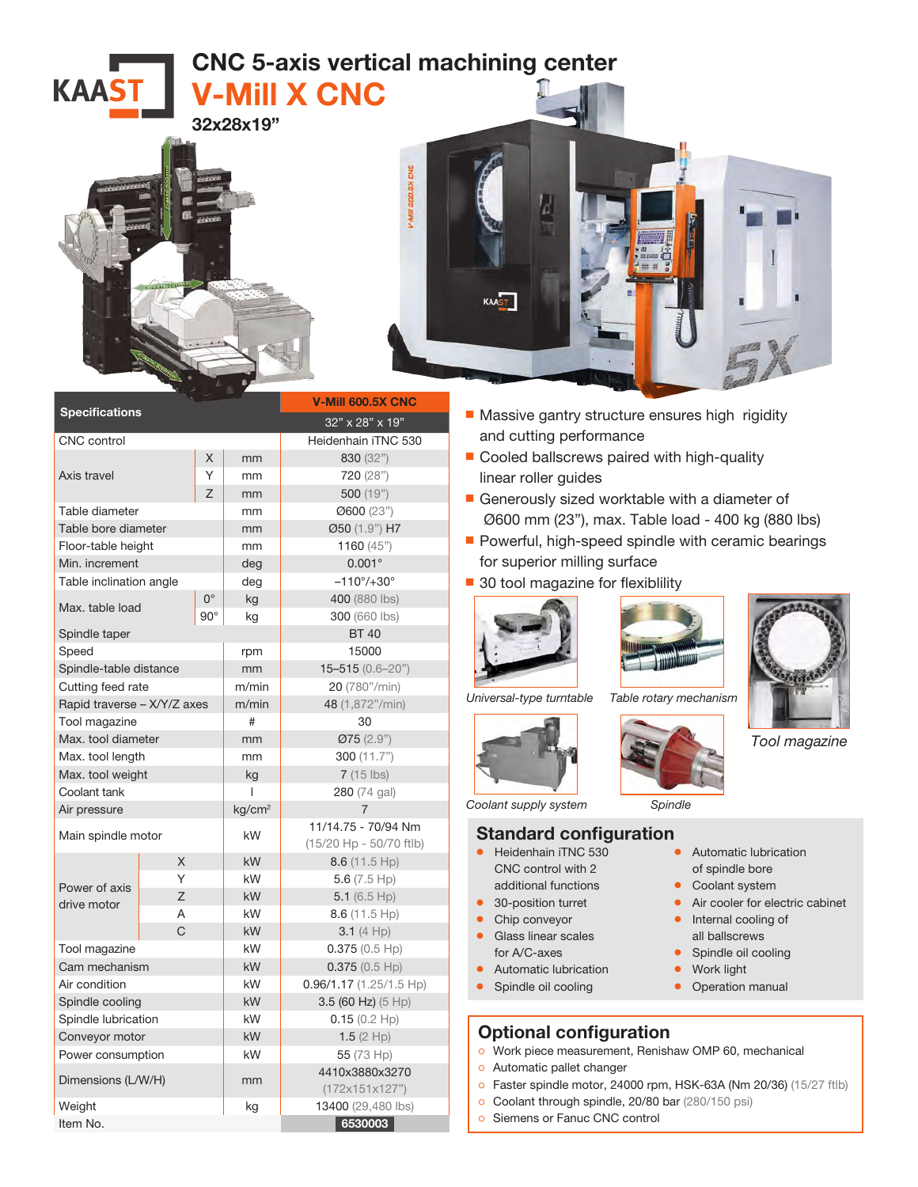# CNC 5-axis vertical machining center

# V-Mill X CNC

**32x28x19"**

| Specifications | | | V-Mill 600.5X CNC 32" x 28" x 19" |
|---|---|---|---|
| CNC control | | | Heidenhain iTNC 530 |
| Axis travel | X | mm | 830 (32") |
| | Y | mm | 720 (28") |
| | Z | mm | 500 (19") |
| Table diameter | | mm | Ø600 (23") |
| Table bore diameter | | mm | Ø50 (1.9") H7 |
| Floor-table height | | mm | 1160 (45") |
| Min. increment | | deg | 0.001° |
| Table inclination angle | | deg | –110°/+30° |
| Max. table load | 0° | kg | 400 (880 lbs) |
| | 90° | kg | 300 (660 lbs) |
| Spindle taper | | | BT 40 |
| Speed | | rpm | 15000 |
| Spindle-table distance | | mm | 15–515 (0.6–20") |
| Cutting feed rate | | m/min | 20 (780"/min) |
| Rapid traverse – X/Y/Z axes | | m/min | 48 (1,872"/min) |
| Tool magazine | | # | 30 |
| Max. tool diameter | | mm | Ø75 (2.9") |
| Max. tool length | | mm | 300 (11.7") |
| Max. tool weight | | kg | 7 (15 lbs) |
| Coolant tank | | l | 280 (74 gal) |
| Air pressure | | $kg/cm^2$ | 7 |
| Main spindle motor | | kW | 11/14.75 - 70/94 Nm (15/20 Hp - 50/70 ftlb) |
| Power of axis drive motor | X | kW | 8.6 (11.5 Hp) |
| | Y | kW | 5.6 (7.5 Hp) |
| | Z | kW | 5.1 (6.5 Hp) |
| | A | kW | 8.6 (11.5 Hp) |
| | C | kW | 3.1 (4 Hp) |
| Tool magazine | | kW | 0.375 (0.5 Hp) |
| Cam mechanism | | kW | 0.375 (0.5 Hp) |
| Air condition | | kW | 0.96/1.17 (1.25/1.5 Hp) |
| Spindle cooling | | kW | 3.5 (60 Hz) (5 Hp) |
| Spindle lubrication | | kW | 0.15 (0.2 Hp) |
| Conveyor motor | | kW | 1.5 (2 Hp) |
| Power consumption | | kW | 55 (73 Hp) |
| Dimensions (L/W/H) | | mm | 4410x3880x3270 (172x151x127") |
| Weight | | kg | 13400 (29,480 lbs) |
| Item No. | | | 6530003 |

- Massive gantry structure ensures high rigidity and cutting performance
- Cooled ballscrews paired with high-quality linear roller guides
- Generously sized worktable with a diameter of Ø600 mm (23"), max. Table load - 400 kg (880 lbs)
- Powerful, high-speed spindle with ceramic bearings for superior milling surface
- 30 tool magazine for flexiblility

*Universal-type turntable*

*Table rotary mechanism*

*Tool magazine*

*Coolant supply system*

*Spindle*

## Standard configuration

- Heidenhain iTNC 530 CNC control with 2 additional functions
- 30-position turret
- Chip conveyor
- Glass linear scales for A/C-axes
- Automatic lubrication
- Spindle oil cooling
- Automatic lubrication of spindle bore
- Coolant system
- Air cooler for electric cabinet
- Internal cooling of all ballscrews
- Spindle oil cooling
- Work light
- Operation manual

## Optional configuration

- Work piece measurement, Renishaw OMP 60, mechanical
- Automatic pallet changer
- Faster spindle motor, 24000 rpm, HSK-63A (Nm 20/36) (15/27 ftlb)
- Coolant through spindle, 20/80 bar (280/150 psi)
- Siemens or Fanuc CNC control